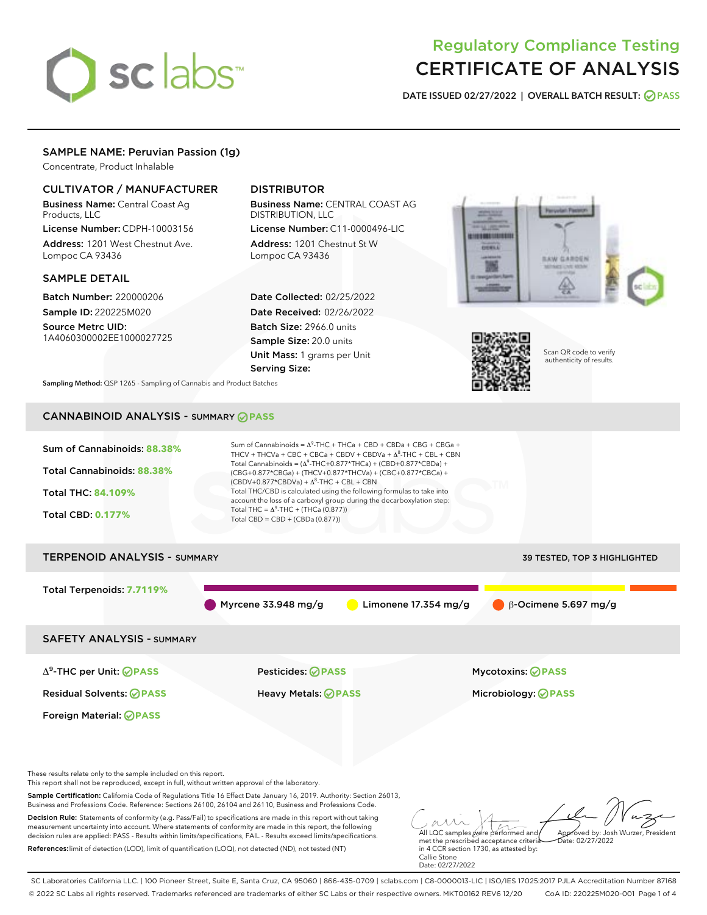# Regulatory Compliance Testing
# CERTIFICATE OF ANALYSIS

**DATE ISSUED 02/27/2022 | OVERALL BATCH RESULT: PASS**

## SAMPLE NAME: Peruvian Passion (1g)

Concentrate, Product Inhalable

### CULTIVATOR / MANUFACTURER

**Business Name:** Central Coast Ag Products, LLC

**License Number:** CDPH-10003156

**Address:** 1201 West Chestnut Ave. Lompoc CA 93436

### DISTRIBUTOR

**Business Name:** CENTRAL COAST AG DISTRIBUTION, LLC

**License Number:** C11-0000496-LIC

**Address:** 1201 Chestnut St W Lompoc CA 93436

### SAMPLE DETAIL

**Batch Number:** 220000206

**Sample ID:** 220225M020

**Source Metrc UID:** 1A4060300002EE1000027725

**Date Collected:** 02/25/2022

**Date Received:** 02/26/2022

**Batch Size:** 2966.0 units

**Sample Size:** 20.0 units

**Unit Mass:** 1 grams per Unit

**Serving Size:**

Scan QR code to verify authenticity of results.

**Sampling Method:** QSP 1265 - Sampling of Cannabis and Product Batches

## CANNABINOID ANALYSIS - SUMMARY PASS

**Sum of Cannabinoids:** 88.38%

**Total Cannabinoids:** 88.38%

**Total THC:** 84.109%

**Total CBD:** 0.177%

Sum of Cannabinoids = $\Delta^9$-THC + THCa + CBD + CBDa + CBG + CBGa + THCV + THCVa + CBC + CBCa + CBDV + CBDVa + $\Delta^8$-THC + CBL + CBN

Total Cannabinoids = ($\Delta^9$-THC+0.877*THCa) + (CBD+0.877*CBDa) + (CBG+0.877*CBGa) + (THCV+0.877*THCVa) + (CBC+0.877*CBCa) + (CBDV+0.877*CBDVa) + $\Delta^8$-THC + CBL + CBN

Total THC/CBD is calculated using the following formulas to take into account the loss of a carboxyl group during the decarboxylation step:

Total THC = $\Delta^9$-THC + (THCa (0.877))

Total CBD = CBD + (CBDa (0.877))

## TERPENOID ANALYSIS - SUMMARY

39 TESTED, TOP 3 HIGHLIGHTED

**Total Terpenoids:** 7.7119%

Myrcene 33.948 mg/g | Limonene 17.354 mg/g | β-Ocimene 5.697 mg/g

## SAFETY ANALYSIS - SUMMARY

| | | |
|---|---|---|
| $\Delta^9$-THC per Unit: PASS | Pesticides: PASS | Mycotoxins: PASS |
| Residual Solvents: PASS | Heavy Metals: PASS | Microbiology: PASS |
| Foreign Material: PASS | | |

These results relate only to the sample included on this report.
This report shall not be reproduced, except in full, without written approval of the laboratory.

**Sample Certification:** California Code of Regulations Title 16 Effect Date January 16, 2019. Authority: Section 26013, Business and Professions Code. Reference: Sections 26100, 26104 and 26110, Business and Professions Code.

**Decision Rule:** Statements of conformity (e.g. Pass/Fail) to specifications are made in this report without taking measurement uncertainty into account. Where statements of conformity are made in this report, the following decision rules are applied: PASS - Results within limits/specifications, FAIL - Results exceed limits/specifications.

**References:** limit of detection (LOD), limit of quantification (LOQ), not detected (ND), not tested (NT)

All LQC samples were performed and met the prescribed acceptance criteria in 4 CCR section 1730, as attested by: Callie Stone
Date: 02/27/2022

Approved by: Josh Wurzer, President
Date: 02/27/2022

SC Laboratories California LLC. | 100 Pioneer Street, Suite E, Santa Cruz, CA 95060 | 866-435-0709 | sclabs.com | C8-0000013-LIC | ISO/IES 17025:2017 PJLA Accreditation Number 87168
© 2022 SC Labs all rights reserved. Trademarks referenced are trademarks of either SC Labs or their respective owners. MKT00162 REV6 12/20 CoA ID: 220225M020-001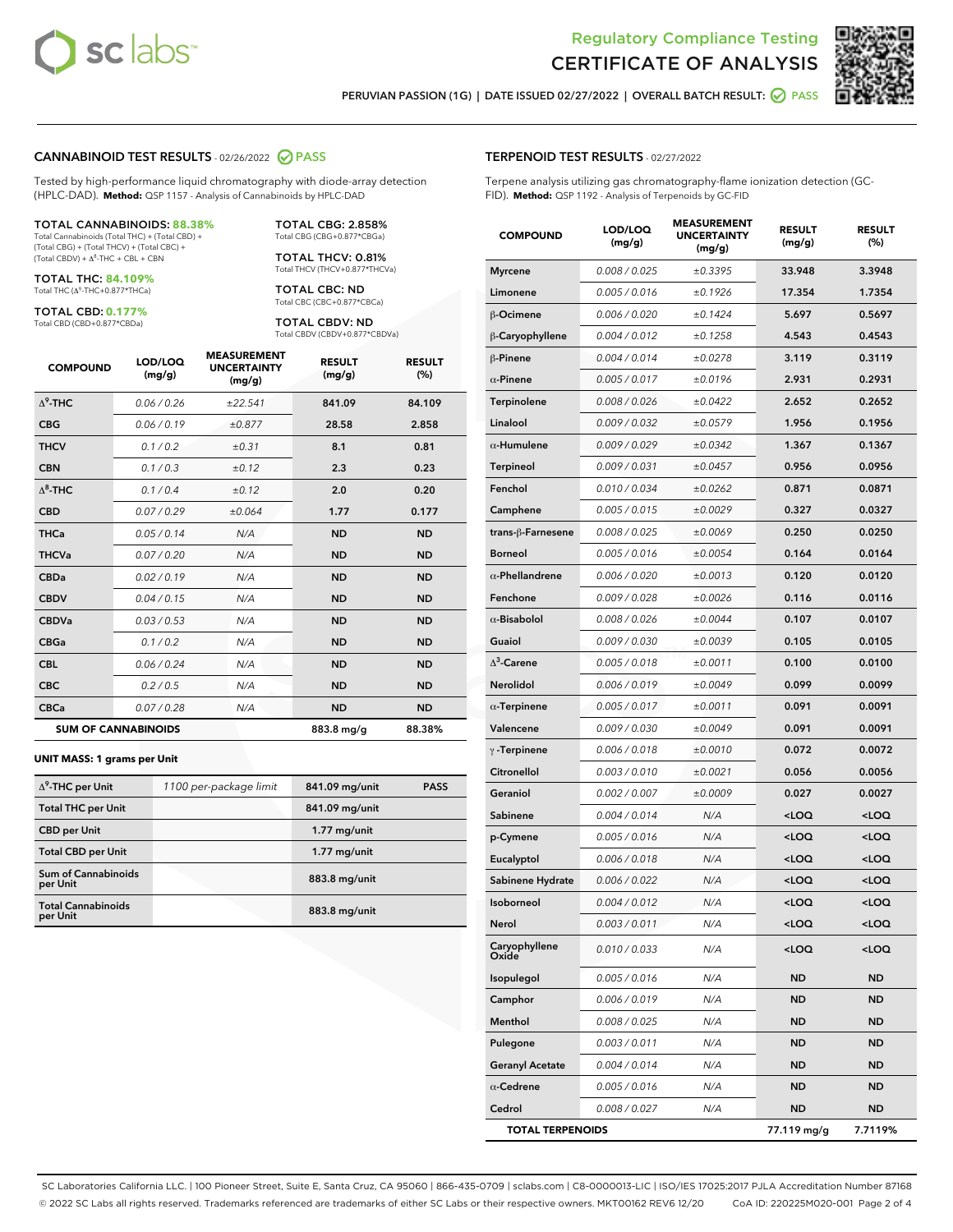Regulatory Compliance Testing
# CERTIFICATE OF ANALYSIS

PERUVIAN PASSION (1G) | DATE ISSUED 02/27/2022 | OVERALL BATCH RESULT: PASS

## CANNABINOID TEST RESULTS - 02/26/2022 PASS

Tested by high-performance liquid chromatography with diode-array detection (HPLC-DAD). **Method:** QSP 1157 - Analysis of Cannabinoids by HPLC-DAD

**TOTAL CANNABINOIDS: 88.38%**
Total Cannabinoids (Total THC) + (Total CBD) + (Total CBG) + (Total THCV) + (Total CBC) + (Total CBDV) + $\Delta^8$-THC + CBL + CBN

**TOTAL THC: 84.109%**
Total THC ($\Delta^9$-THC+0.877*THCa)

**TOTAL CBD: 0.177%**
Total CBD (CBD+0.877*CBDa)

**TOTAL CBG: 2.858%**
Total CBG (CBG+0.877*CBGa)

**TOTAL THCV: 0.81%**
Total THCV (THCV+0.877*THCVa)

**TOTAL CBC: ND**
Total CBC (CBC+0.877*CBCa)

**TOTAL CBDV: ND**
Total CBDV (CBDV+0.877*CBDVa)

| COMPOUND | LOD/LOQ (mg/g) | MEASUREMENT UNCERTAINTY (mg/g) | RESULT (mg/g) | RESULT (%) |
|---|---|---|---|---|
| $\Delta^9$-THC | 0.06 / 0.26 | ±22.541 | 841.09 | 84.109 |
| CBG | 0.06 / 0.19 | ±0.877 | 28.58 | 2.858 |
| THCV | 0.1 / 0.2 | ±0.31 | 8.1 | 0.81 |
| CBN | 0.1 / 0.3 | ±0.12 | 2.3 | 0.23 |
| $\Delta^8$-THC | 0.1 / 0.4 | ±0.12 | 2.0 | 0.20 |
| CBD | 0.07 / 0.29 | ±0.064 | 1.77 | 0.177 |
| THCa | 0.05 / 0.14 | N/A | ND | ND |
| THCVa | 0.07 / 0.20 | N/A | ND | ND |
| CBDa | 0.02 / 0.19 | N/A | ND | ND |
| CBDV | 0.04 / 0.15 | N/A | ND | ND |
| CBDVa | 0.03 / 0.53 | N/A | ND | ND |
| CBGa | 0.1 / 0.2 | N/A | ND | ND |
| CBL | 0.06 / 0.24 | N/A | ND | ND |
| CBC | 0.2 / 0.5 | N/A | ND | ND |
| CBCa | 0.07 / 0.28 | N/A | ND | ND |
| **SUM OF CANNABINOIDS** | | | **883.8 mg/g** | **88.38%** |

**UNIT MASS: 1 grams per Unit**

| | | | |
|---|---|---|---|
| $\Delta^9$-THC per Unit | 1100 per-package limit | 841.09 mg/unit | PASS |
| Total THC per Unit | | 841.09 mg/unit | |
| CBD per Unit | | 1.77 mg/unit | |
| Total CBD per Unit | | 1.77 mg/unit | |
| Sum of Cannabinoids per Unit | | 883.8 mg/unit | |
| Total Cannabinoids per Unit | | 883.8 mg/unit | |

## TERPENOID TEST RESULTS - 02/27/2022

Terpene analysis utilizing gas chromatography-flame ionization detection (GC-FID). **Method:** QSP 1192 - Analysis of Terpenoids by GC-FID

| COMPOUND | LOD/LOQ (mg/g) | MEASUREMENT UNCERTAINTY (mg/g) | RESULT (mg/g) | RESULT (%) |
|---|---|---|---|---|
| Myrcene | 0.008 / 0.025 | ±0.3395 | 33.948 | 3.3948 |
| Limonene | 0.005 / 0.016 | ±0.1926 | 17.354 | 1.7354 |
| β-Ocimene | 0.006 / 0.020 | ±0.1424 | 5.697 | 0.5697 |
| β-Caryophyllene | 0.004 / 0.012 | ±0.1258 | 4.543 | 0.4543 |
| β-Pinene | 0.004 / 0.014 | ±0.0278 | 3.119 | 0.3119 |
| α-Pinene | 0.005 / 0.017 | ±0.0196 | 2.931 | 0.2931 |
| Terpinolene | 0.008 / 0.026 | ±0.0422 | 2.652 | 0.2652 |
| Linalool | 0.009 / 0.032 | ±0.0579 | 1.956 | 0.1956 |
| α-Humulene | 0.009 / 0.029 | ±0.0342 | 1.367 | 0.1367 |
| Terpineol | 0.009 / 0.031 | ±0.0457 | 0.956 | 0.0956 |
| Fenchol | 0.010 / 0.034 | ±0.0262 | 0.871 | 0.0871 |
| Camphene | 0.005 / 0.015 | ±0.0029 | 0.327 | 0.0327 |
| trans-β-Farnesene | 0.008 / 0.025 | ±0.0069 | 0.250 | 0.0250 |
| Borneol | 0.005 / 0.016 | ±0.0054 | 0.164 | 0.0164 |
| α-Phellandrene | 0.006 / 0.020 | ±0.0013 | 0.120 | 0.0120 |
| Fenchone | 0.009 / 0.028 | ±0.0026 | 0.116 | 0.0116 |
| α-Bisabolol | 0.008 / 0.026 | ±0.0044 | 0.107 | 0.0107 |
| Guaiol | 0.009 / 0.030 | ±0.0039 | 0.105 | 0.0105 |
| $\Delta^3$-Carene | 0.005 / 0.018 | ±0.0011 | 0.100 | 0.0100 |
| Nerolidol | 0.006 / 0.019 | ±0.0049 | 0.099 | 0.0099 |
| α-Terpinene | 0.005 / 0.017 | ±0.0011 | 0.091 | 0.0091 |
| Valencene | 0.009 / 0.030 | ±0.0049 | 0.091 | 0.0091 |
| γ-Terpinene | 0.006 / 0.018 | ±0.0010 | 0.072 | 0.0072 |
| Citronellol | 0.003 / 0.010 | ±0.0021 | 0.056 | 0.0056 |
| Geraniol | 0.002 / 0.007 | ±0.0009 | 0.027 | 0.0027 |
| Sabinene | 0.004 / 0.014 | N/A | <LOQ | <LOQ |
| p-Cymene | 0.005 / 0.016 | N/A | <LOQ | <LOQ |
| Eucalyptol | 0.006 / 0.018 | N/A | <LOQ | <LOQ |
| Sabinene Hydrate | 0.006 / 0.022 | N/A | <LOQ | <LOQ |
| Isoborneol | 0.004 / 0.012 | N/A | <LOQ | <LOQ |
| Nerol | 0.003 / 0.011 | N/A | <LOQ | <LOQ |
| Caryophyllene Oxide | 0.010 / 0.033 | N/A | <LOQ | <LOQ |
| Isopulegol | 0.005 / 0.016 | N/A | ND | ND |
| Camphor | 0.006 / 0.019 | N/A | ND | ND |
| Menthol | 0.008 / 0.025 | N/A | ND | ND |
| Pulegone | 0.003 / 0.011 | N/A | ND | ND |
| Geranyl Acetate | 0.004 / 0.014 | N/A | ND | ND |
| α-Cedrene | 0.005 / 0.016 | N/A | ND | ND |
| Cedrol | 0.008 / 0.027 | N/A | ND | ND |
| **TOTAL TERPENOIDS** | | | **77.119 mg/g** | **7.7119%** |

SC Laboratories California LLC. | 100 Pioneer Street, Suite E, Santa Cruz, CA 95060 | 866-435-0709 | sclabs.com | C8-0000013-LIC | ISO/IES 17025:2017 PJLA Accreditation Number 87168
© 2022 SC Labs all rights reserved. Trademarks referenced are trademarks of either SC Labs or their respective owners. MKT00162 REV6 12/20 CoA ID: 220225M020-001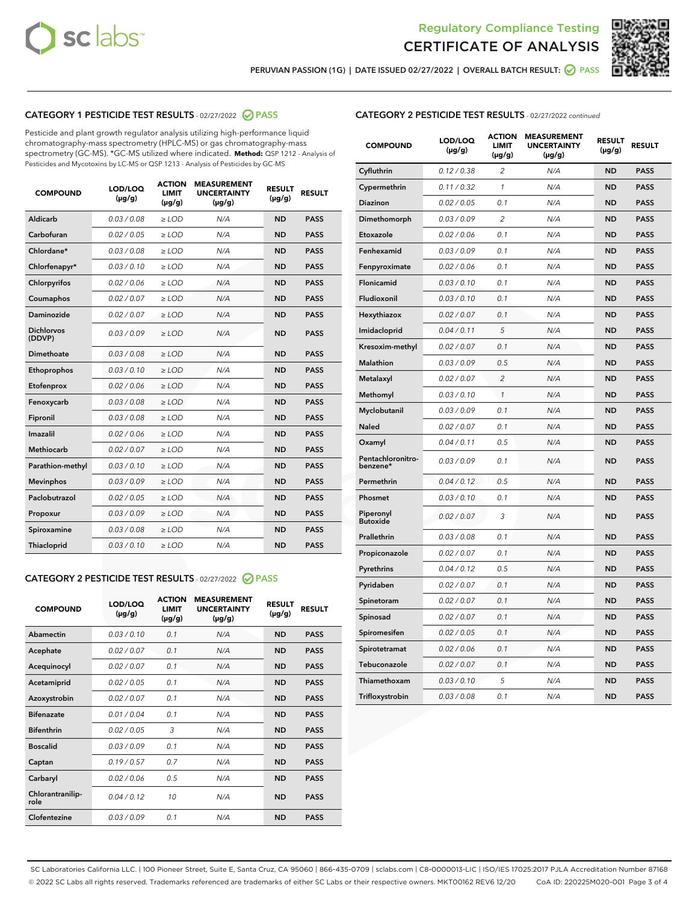# Regulatory Compliance Testing
# CERTIFICATE OF ANALYSIS

PERUVIAN PASSION (1G) | DATE ISSUED 02/27/2022 | OVERALL BATCH RESULT: PASS

## CATEGORY 1 PESTICIDE TEST RESULTS - 02/27/2022 PASS

Pesticide and plant growth regulator analysis utilizing high-performance liquid chromatography-mass spectrometry (HPLC-MS) or gas chromatography-mass spectrometry (GC-MS). *GC-MS utilized where indicated. **Method:** QSP 1212 - Analysis of Pesticides and Mycotoxins by LC-MS or QSP 1213 - Analysis of Pesticides by GC-MS

| COMPOUND | LOD/LOQ (µg/g) | ACTION LIMIT (µg/g) | MEASUREMENT UNCERTAINTY (µg/g) | RESULT (µg/g) | RESULT |
|---|---|---|---|---|---|
| Aldicarb | 0.03 / 0.08 | ≥ LOD | N/A | ND | PASS |
| Carbofuran | 0.02 / 0.05 | ≥ LOD | N/A | ND | PASS |
| Chlordane* | 0.03 / 0.08 | ≥ LOD | N/A | ND | PASS |
| Chlorfenapyr* | 0.03 / 0.10 | ≥ LOD | N/A | ND | PASS |
| Chlorpyrifos | 0.02 / 0.06 | ≥ LOD | N/A | ND | PASS |
| Coumaphos | 0.02 / 0.07 | ≥ LOD | N/A | ND | PASS |
| Daminozide | 0.02 / 0.07 | ≥ LOD | N/A | ND | PASS |
| Dichlorvos (DDVP) | 0.03 / 0.09 | ≥ LOD | N/A | ND | PASS |
| Dimethoate | 0.03 / 0.08 | ≥ LOD | N/A | ND | PASS |
| Ethoprophos | 0.03 / 0.10 | ≥ LOD | N/A | ND | PASS |
| Etofenprox | 0.02 / 0.06 | ≥ LOD | N/A | ND | PASS |
| Fenoxycarb | 0.03 / 0.08 | ≥ LOD | N/A | ND | PASS |
| Fipronil | 0.03 / 0.08 | ≥ LOD | N/A | ND | PASS |
| Imazalil | 0.02 / 0.06 | ≥ LOD | N/A | ND | PASS |
| Methiocarb | 0.02 / 0.07 | ≥ LOD | N/A | ND | PASS |
| Parathion-methyl | 0.03 / 0.10 | ≥ LOD | N/A | ND | PASS |
| Mevinphos | 0.03 / 0.09 | ≥ LOD | N/A | ND | PASS |
| Paclobutrazol | 0.02 / 0.05 | ≥ LOD | N/A | ND | PASS |
| Propoxur | 0.03 / 0.09 | ≥ LOD | N/A | ND | PASS |
| Spiroxamine | 0.03 / 0.08 | ≥ LOD | N/A | ND | PASS |
| Thiacloprid | 0.03 / 0.10 | ≥ LOD | N/A | ND | PASS |

## CATEGORY 2 PESTICIDE TEST RESULTS - 02/27/2022 PASS

| COMPOUND | LOD/LOQ (µg/g) | ACTION LIMIT (µg/g) | MEASUREMENT UNCERTAINTY (µg/g) | RESULT (µg/g) | RESULT |
|---|---|---|---|---|---|
| Abamectin | 0.03 / 0.10 | 0.1 | N/A | ND | PASS |
| Acephate | 0.02 / 0.07 | 0.1 | N/A | ND | PASS |
| Acequinocyl | 0.02 / 0.07 | 0.1 | N/A | ND | PASS |
| Acetamiprid | 0.02 / 0.05 | 0.1 | N/A | ND | PASS |
| Azoxystrobin | 0.02 / 0.07 | 0.1 | N/A | ND | PASS |
| Bifenazate | 0.01 / 0.04 | 0.1 | N/A | ND | PASS |
| Bifenthrin | 0.02 / 0.05 | 3 | N/A | ND | PASS |
| Boscalid | 0.03 / 0.09 | 0.1 | N/A | ND | PASS |
| Captan | 0.19 / 0.57 | 0.7 | N/A | ND | PASS |
| Carbaryl | 0.02 / 0.06 | 0.5 | N/A | ND | PASS |
| Chlorantraniliprole | 0.04 / 0.12 | 10 | N/A | ND | PASS |
| Clofentezine | 0.03 / 0.09 | 0.1 | N/A | ND | PASS |
| Cyfluthrin | 0.12 / 0.38 | 2 | N/A | ND | PASS |
| Cypermethrin | 0.11 / 0.32 | 1 | N/A | ND | PASS |
| Diazinon | 0.02 / 0.05 | 0.1 | N/A | ND | PASS |
| Dimethomorph | 0.03 / 0.09 | 2 | N/A | ND | PASS |
| Etoxazole | 0.02 / 0.06 | 0.1 | N/A | ND | PASS |
| Fenhexamid | 0.03 / 0.09 | 0.1 | N/A | ND | PASS |
| Fenpyroximate | 0.02 / 0.06 | 0.1 | N/A | ND | PASS |
| Flonicamid | 0.03 / 0.10 | 0.1 | N/A | ND | PASS |
| Fludioxonil | 0.03 / 0.10 | 0.1 | N/A | ND | PASS |
| Hexythiazox | 0.02 / 0.07 | 0.1 | N/A | ND | PASS |
| Imidacloprid | 0.04 / 0.11 | 5 | N/A | ND | PASS |
| Kresoxim-methyl | 0.02 / 0.07 | 0.1 | N/A | ND | PASS |
| Malathion | 0.03 / 0.09 | 0.5 | N/A | ND | PASS |
| Metalaxyl | 0.02 / 0.07 | 2 | N/A | ND | PASS |
| Methomyl | 0.03 / 0.10 | 1 | N/A | ND | PASS |
| Myclobutanil | 0.03 / 0.09 | 0.1 | N/A | ND | PASS |
| Naled | 0.02 / 0.07 | 0.1 | N/A | ND | PASS |
| Oxamyl | 0.04 / 0.11 | 0.5 | N/A | ND | PASS |
| Pentachloronitrobenzene* | 0.03 / 0.09 | 0.1 | N/A | ND | PASS |
| Permethrin | 0.04 / 0.12 | 0.5 | N/A | ND | PASS |
| Phosmet | 0.03 / 0.10 | 0.1 | N/A | ND | PASS |
| Piperonyl Butoxide | 0.02 / 0.07 | 3 | N/A | ND | PASS |
| Prallethrin | 0.03 / 0.08 | 0.1 | N/A | ND | PASS |
| Propiconazole | 0.02 / 0.07 | 0.1 | N/A | ND | PASS |
| Pyrethrins | 0.04 / 0.12 | 0.5 | N/A | ND | PASS |
| Pyridaben | 0.02 / 0.07 | 0.1 | N/A | ND | PASS |
| Spinetoram | 0.02 / 0.07 | 0.1 | N/A | ND | PASS |
| Spinosad | 0.02 / 0.07 | 0.1 | N/A | ND | PASS |
| Spiromesifen | 0.02 / 0.05 | 0.1 | N/A | ND | PASS |
| Spirotetramat | 0.02 / 0.06 | 0.1 | N/A | ND | PASS |
| Tebuconazole | 0.02 / 0.07 | 0.1 | N/A | ND | PASS |
| Thiamethoxam | 0.03 / 0.10 | 5 | N/A | ND | PASS |
| Trifloxystrobin | 0.03 / 0.08 | 0.1 | N/A | ND | PASS |

SC Laboratories California LLC. | 100 Pioneer Street, Suite E, Santa Cruz, CA 95060 | 866-435-0709 | sclabs.com | C8-0000013-LIC | ISO/IES 17025:2017 PJLA Accreditation Number 87168
© 2022 SC Labs all rights reserved. Trademarks referenced are trademarks of either SC Labs or their respective owners. MKT00162 REV6 12/20 CoA ID: 220225M020-001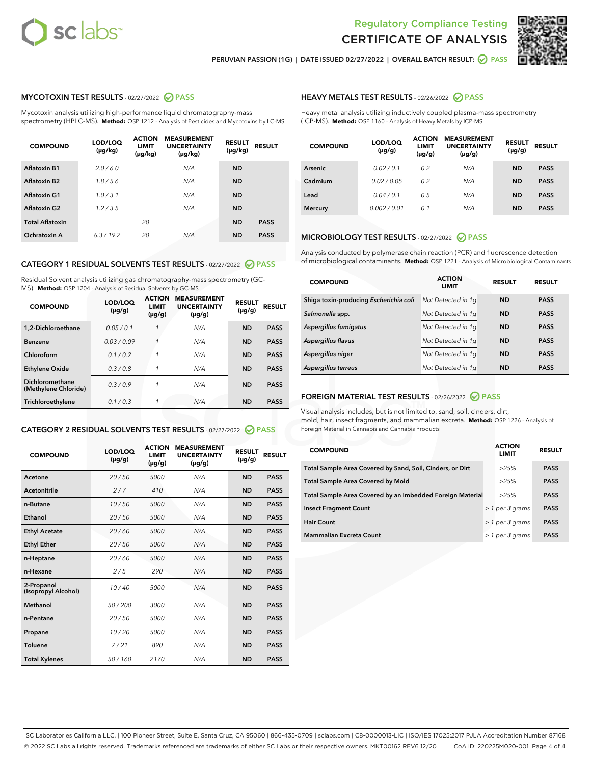Regulatory Compliance Testing

# CERTIFICATE OF ANALYSIS

PERUVIAN PASSION (1G) | DATE ISSUED 02/27/2022 | OVERALL BATCH RESULT: PASS

## MYCOTOXIN TEST RESULTS - 02/27/2022 PASS

Mycotoxin analysis utilizing high-performance liquid chromatography-mass spectrometry (HPLC-MS). **Method:** QSP 1212 - Analysis of Pesticides and Mycotoxins by LC-MS

| COMPOUND | LOD/LOQ (µg/kg) | ACTION LIMIT (µg/kg) | MEASUREMENT UNCERTAINTY (µg/kg) | RESULT (µg/kg) | RESULT |
|---|---|---|---|---|---|
| Aflatoxin B1 | 2.0 / 6.0 | | N/A | ND | |
| Aflatoxin B2 | 1.8 / 5.6 | | N/A | ND | |
| Aflatoxin G1 | 1.0 / 3.1 | | N/A | ND | |
| Aflatoxin G2 | 1.2 / 3.5 | | N/A | ND | |
| Total Aflatoxin | | 20 | | ND | PASS |
| Ochratoxin A | 6.3 / 19.2 | 20 | N/A | ND | PASS |

## CATEGORY 1 RESIDUAL SOLVENTS TEST RESULTS - 02/27/2022 PASS

Residual Solvent analysis utilizing gas chromatography-mass spectrometry (GC-MS). **Method:** QSP 1204 - Analysis of Residual Solvents by GC-MS

| COMPOUND | LOD/LOQ (µg/g) | ACTION LIMIT (µg/g) | MEASUREMENT UNCERTAINTY (µg/g) | RESULT (µg/g) | RESULT |
|---|---|---|---|---|---|
| 1,2-Dichloroethane | 0.05 / 0.1 | 1 | N/A | ND | PASS |
| Benzene | 0.03 / 0.09 | 1 | N/A | ND | PASS |
| Chloroform | 0.1 / 0.2 | 1 | N/A | ND | PASS |
| Ethylene Oxide | 0.3 / 0.8 | 1 | N/A | ND | PASS |
| Dichloromethane (Methylene Chloride) | 0.3 / 0.9 | 1 | N/A | ND | PASS |
| Trichloroethylene | 0.1 / 0.3 | 1 | N/A | ND | PASS |

## CATEGORY 2 RESIDUAL SOLVENTS TEST RESULTS - 02/27/2022 PASS

| COMPOUND | LOD/LOQ (µg/g) | ACTION LIMIT (µg/g) | MEASUREMENT UNCERTAINTY (µg/g) | RESULT (µg/g) | RESULT |
|---|---|---|---|---|---|
| Acetone | 20 / 50 | 5000 | N/A | ND | PASS |
| Acetonitrile | 2 / 7 | 410 | N/A | ND | PASS |
| n-Butane | 10 / 50 | 5000 | N/A | ND | PASS |
| Ethanol | 20 / 50 | 5000 | N/A | ND | PASS |
| Ethyl Acetate | 20 / 60 | 5000 | N/A | ND | PASS |
| Ethyl Ether | 20 / 50 | 5000 | N/A | ND | PASS |
| n-Heptane | 20 / 60 | 5000 | N/A | ND | PASS |
| n-Hexane | 2 / 5 | 290 | N/A | ND | PASS |
| 2-Propanol (Isopropyl Alcohol) | 10 / 40 | 5000 | N/A | ND | PASS |
| Methanol | 50 / 200 | 3000 | N/A | ND | PASS |
| n-Pentane | 20 / 50 | 5000 | N/A | ND | PASS |
| Propane | 10 / 20 | 5000 | N/A | ND | PASS |
| Toluene | 7 / 21 | 890 | N/A | ND | PASS |
| Total Xylenes | 50 / 160 | 2170 | N/A | ND | PASS |

## HEAVY METALS TEST RESULTS - 02/26/2022 PASS

Heavy metal analysis utilizing inductively coupled plasma-mass spectrometry (ICP-MS). **Method:** QSP 1160 - Analysis of Heavy Metals by ICP-MS

| COMPOUND | LOD/LOQ (µg/g) | ACTION LIMIT (µg/g) | MEASUREMENT UNCERTAINTY (µg/g) | RESULT (µg/g) | RESULT |
|---|---|---|---|---|---|
| Arsenic | 0.02 / 0.1 | 0.2 | N/A | ND | PASS |
| Cadmium | 0.02 / 0.05 | 0.2 | N/A | ND | PASS |
| Lead | 0.04 / 0.1 | 0.5 | N/A | ND | PASS |
| Mercury | 0.002 / 0.01 | 0.1 | N/A | ND | PASS |

## MICROBIOLOGY TEST RESULTS - 02/27/2022 PASS

Analysis conducted by polymerase chain reaction (PCR) and fluorescence detection of microbiological contaminants. **Method:** QSP 1221 - Analysis of Microbiological Contaminants

| COMPOUND | ACTION LIMIT | RESULT | RESULT |
|---|---|---|---|
| *Shiga toxin-producing Escherichia coli* | Not Detected in 1g | ND | PASS |
| *Salmonella* spp. | Not Detected in 1g | ND | PASS |
| *Aspergillus fumigatus* | Not Detected in 1g | ND | PASS |
| *Aspergillus flavus* | Not Detected in 1g | ND | PASS |
| *Aspergillus niger* | Not Detected in 1g | ND | PASS |
| *Aspergillus terreus* | Not Detected in 1g | ND | PASS |

## FOREIGN MATERIAL TEST RESULTS - 02/26/2022 PASS

Visual analysis includes, but is not limited to, sand, soil, cinders, dirt, mold, hair, insect fragments, and mammalian excreta. **Method:** QSP 1226 - Analysis of Foreign Material in Cannabis and Cannabis Products

| COMPOUND | ACTION LIMIT | RESULT |
|---|---|---|
| Total Sample Area Covered by Sand, Soil, Cinders, or Dirt | >25% | PASS |
| Total Sample Area Covered by Mold | >25% | PASS |
| Total Sample Area Covered by an Imbedded Foreign Material | >25% | PASS |
| Insect Fragment Count | > 1 per 3 grams | PASS |
| Hair Count | > 1 per 3 grams | PASS |
| Mammalian Excreta Count | > 1 per 3 grams | PASS |

SC Laboratories California LLC. | 100 Pioneer Street, Suite E, Santa Cruz, CA 95060 | 866-435-0709 | sclabs.com | C8-0000013-LIC | ISO/IES 17025:2017 PJLA Accreditation Number 87168
© 2022 SC Labs all rights reserved. Trademarks referenced are trademarks of either SC Labs or their respective owners. MKT00162 REV6 12/20 CoA ID: 220225M020-001